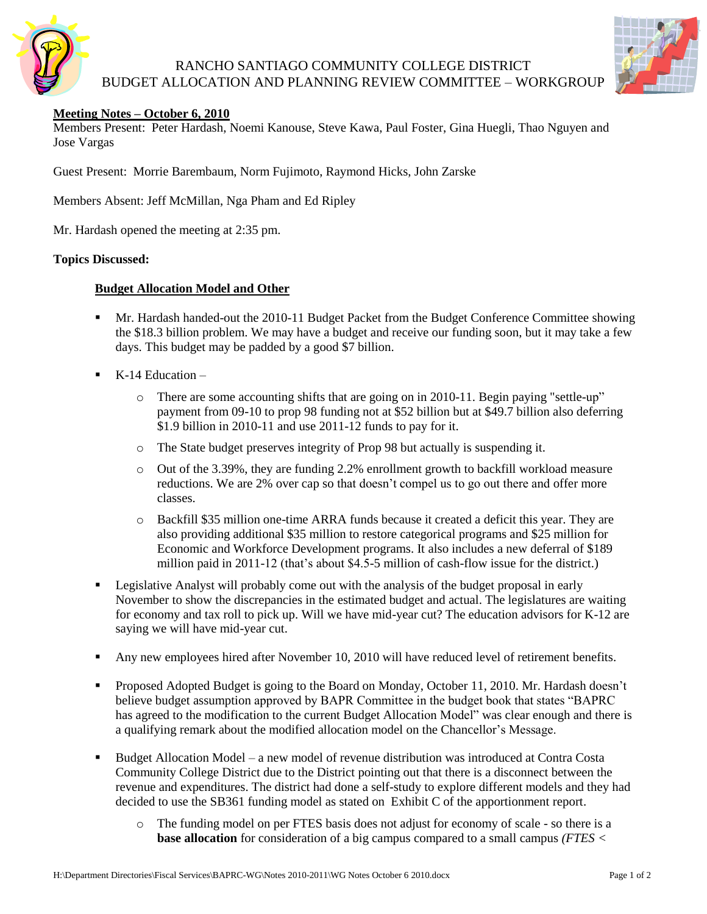# RANCHO SANTIAGO COMMUNITY COLLEGE DISTRICT
# BUDGET ALLOCATION AND PLANNING REVIEW COMMITTEE – WORKGROUP

**Meeting Notes – October 6, 2010**

Members Present: Peter Hardash, Noemi Kanouse, Steve Kawa, Paul Foster, Gina Huegli, Thao Nguyen and Jose Vargas

Guest Present: Morrie Barembaum, Norm Fujimoto, Raymond Hicks, John Zarske

Members Absent: Jeff McMillan, Nga Pham and Ed Ripley

Mr. Hardash opened the meeting at 2:35 pm.

**Topics Discussed:**

**Budget Allocation Model and Other**

- Mr. Hardash handed-out the 2010-11 Budget Packet from the Budget Conference Committee showing the $18.3 billion problem. We may have a budget and receive our funding soon, but it may take a few days. This budget may be padded by a good $7 billion.
- K-14 Education –
  - There are some accounting shifts that are going on in 2010-11. Begin paying "settle-up" payment from 09-10 to prop 98 funding not at $52 billion but at $49.7 billion also deferring $1.9 billion in 2010-11 and use 2011-12 funds to pay for it.
  - The State budget preserves integrity of Prop 98 but actually is suspending it.
  - Out of the 3.39%, they are funding 2.2% enrollment growth to backfill workload measure reductions. We are 2% over cap so that doesn't compel us to go out there and offer more classes.
  - Backfill $35 million one-time ARRA funds because it created a deficit this year. They are also providing additional $35 million to restore categorical programs and $25 million for Economic and Workforce Development programs. It also includes a new deferral of $189 million paid in 2011-12 (that's about $4.5-5 million of cash-flow issue for the district.)
- Legislative Analyst will probably come out with the analysis of the budget proposal in early November to show the discrepancies in the estimated budget and actual. The legislatures are waiting for economy and tax roll to pick up. Will we have mid-year cut? The education advisors for K-12 are saying we will have mid-year cut.
- Any new employees hired after November 10, 2010 will have reduced level of retirement benefits.
- Proposed Adopted Budget is going to the Board on Monday, October 11, 2010. Mr. Hardash doesn't believe budget assumption approved by BAPR Committee in the budget book that states "BAPRC has agreed to the modification to the current Budget Allocation Model" was clear enough and there is a qualifying remark about the modified allocation model on the Chancellor's Message.
- Budget Allocation Model – a new model of revenue distribution was introduced at Contra Costa Community College District due to the District pointing out that there is a disconnect between the revenue and expenditures. The district had done a self-study to explore different models and they had decided to use the SB361 funding model as stated on Exhibit C of the apportionment report.
  - The funding model on per FTES basis does not adjust for economy of scale - so there is a **base allocation** for consideration of a big campus compared to a small campus *(FTES <*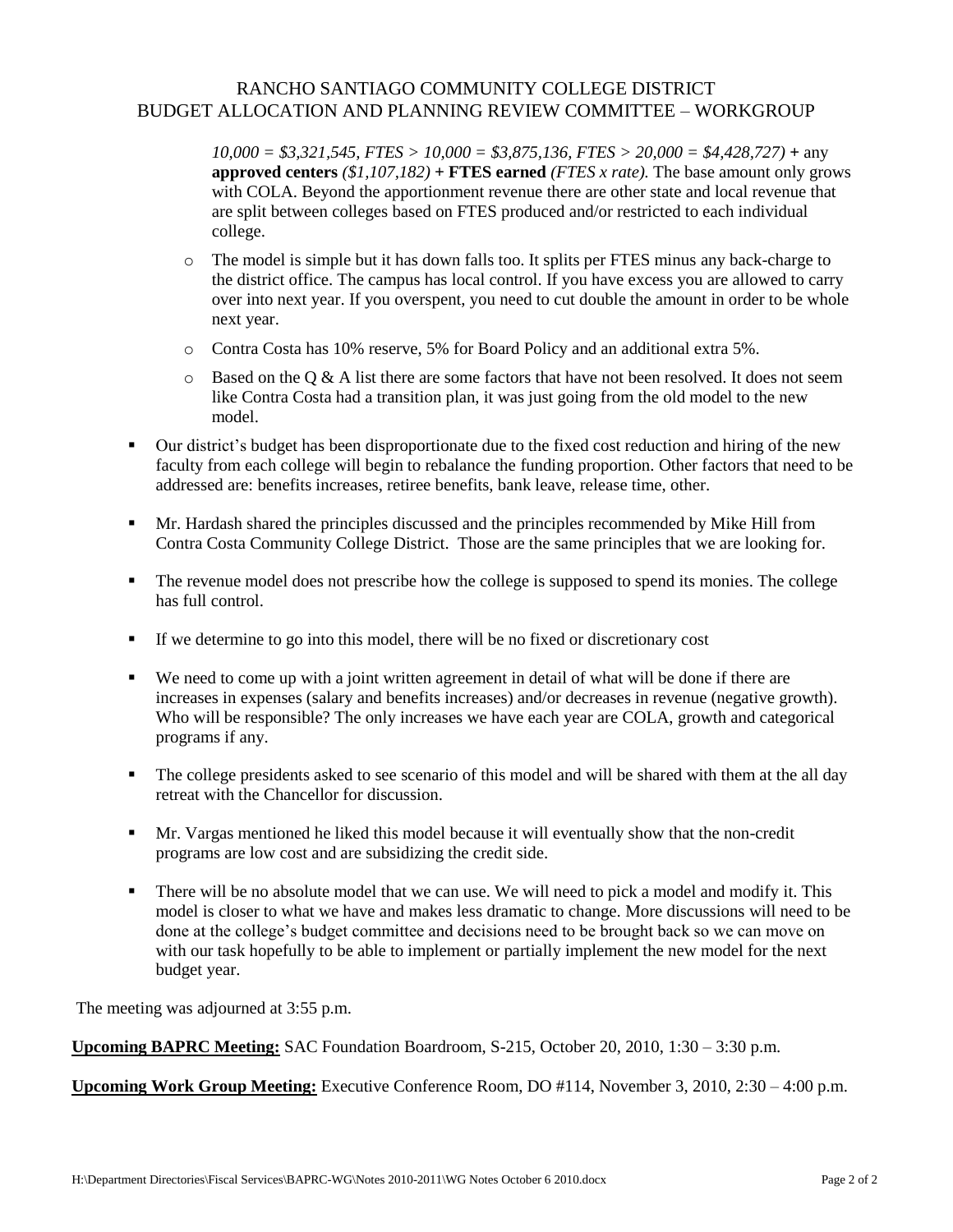*10,000 = $3,321,545, FTES > 10,000 = $3,875,136, FTES > 20,000 = $4,428,727)* **+** any **approved centers** *($1,107,182)* **+ FTES earned** *(FTES x rate).* The base amount only grows with COLA. Beyond the apportionment revenue there are other state and local revenue that are split between colleges based on FTES produced and/or restricted to each individual college.

- The model is simple but it has down falls too. It splits per FTES minus any back-charge to the district office. The campus has local control. If you have excess you are allowed to carry over into next year. If you overspent, you need to cut double the amount in order to be whole next year.
- Contra Costa has 10% reserve, 5% for Board Policy and an additional extra 5%.
- Based on the Q & A list there are some factors that have not been resolved. It does not seem like Contra Costa had a transition plan, it was just going from the old model to the new model.

- Our district's budget has been disproportionate due to the fixed cost reduction and hiring of the new faculty from each college will begin to rebalance the funding proportion. Other factors that need to be addressed are: benefits increases, retiree benefits, bank leave, release time, other.
- Mr. Hardash shared the principles discussed and the principles recommended by Mike Hill from Contra Costa Community College District. Those are the same principles that we are looking for.
- The revenue model does not prescribe how the college is supposed to spend its monies. The college has full control.
- If we determine to go into this model, there will be no fixed or discretionary cost
- We need to come up with a joint written agreement in detail of what will be done if there are increases in expenses (salary and benefits increases) and/or decreases in revenue (negative growth). Who will be responsible? The only increases we have each year are COLA, growth and categorical programs if any.
- The college presidents asked to see scenario of this model and will be shared with them at the all day retreat with the Chancellor for discussion.
- Mr. Vargas mentioned he liked this model because it will eventually show that the non-credit programs are low cost and are subsidizing the credit side.
- There will be no absolute model that we can use. We will need to pick a model and modify it. This model is closer to what we have and makes less dramatic to change. More discussions will need to be done at the college's budget committee and decisions need to be brought back so we can move on with our task hopefully to be able to implement or partially implement the new model for the next budget year.

The meeting was adjourned at 3:55 p.m.

**Upcoming BAPRC Meeting:** SAC Foundation Boardroom, S-215, October 20, 2010, 1:30 – 3:30 p.m.

**Upcoming Work Group Meeting:** Executive Conference Room, DO #114, November 3, 2010, 2:30 – 4:00 p.m.